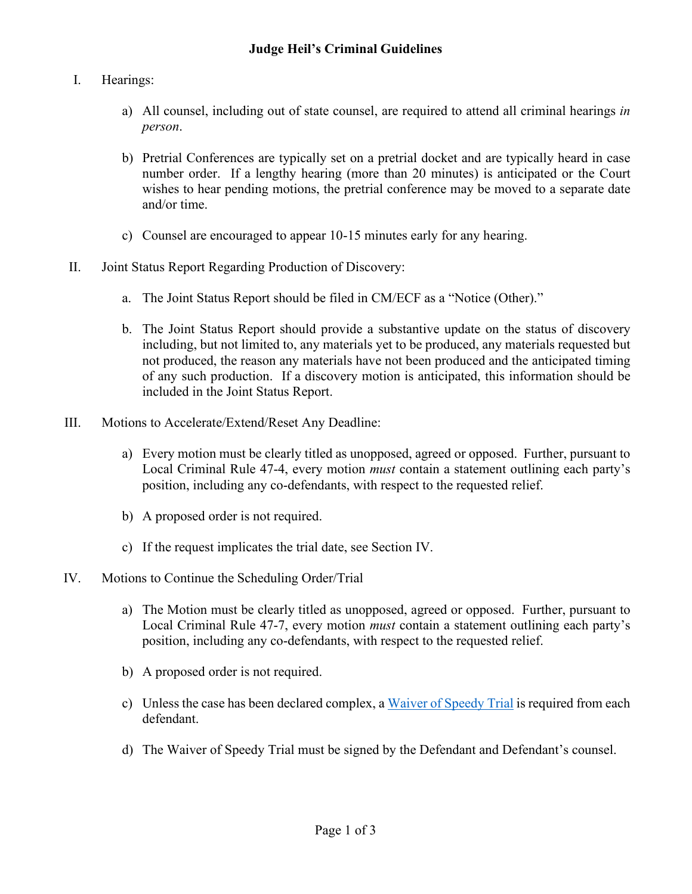# Judge Heil's Criminal Guidelines

I. Hearings:

   a) All counsel, including out of state counsel, are required to attend all criminal hearings *in person*.

   b) Pretrial Conferences are typically set on a pretrial docket and are typically heard in case number order. If a lengthy hearing (more than 20 minutes) is anticipated or the Court wishes to hear pending motions, the pretrial conference may be moved to a separate date and/or time.

   c) Counsel are encouraged to appear 10-15 minutes early for any hearing.

II. Joint Status Report Regarding Production of Discovery:

   a. The Joint Status Report should be filed in CM/ECF as a "Notice (Other)."

   b. The Joint Status Report should provide a substantive update on the status of discovery including, but not limited to, any materials yet to be produced, any materials requested but not produced, the reason any materials have not been produced and the anticipated timing of any such production. If a discovery motion is anticipated, this information should be included in the Joint Status Report.

III. Motions to Accelerate/Extend/Reset Any Deadline:

   a) Every motion must be clearly titled as unopposed, agreed or opposed. Further, pursuant to Local Criminal Rule 47-4, every motion *must* contain a statement outlining each party's position, including any co-defendants, with respect to the requested relief.

   b) A proposed order is not required.

   c) If the request implicates the trial date, see Section IV.

IV. Motions to Continue the Scheduling Order/Trial

   a) The Motion must be clearly titled as unopposed, agreed or opposed. Further, pursuant to Local Criminal Rule 47-7, every motion *must* contain a statement outlining each party's position, including any co-defendants, with respect to the requested relief.

   b) A proposed order is not required.

   c) Unless the case has been declared complex, a Waiver of Speedy Trial is required from each defendant.

   d) The Waiver of Speedy Trial must be signed by the Defendant and Defendant's counsel.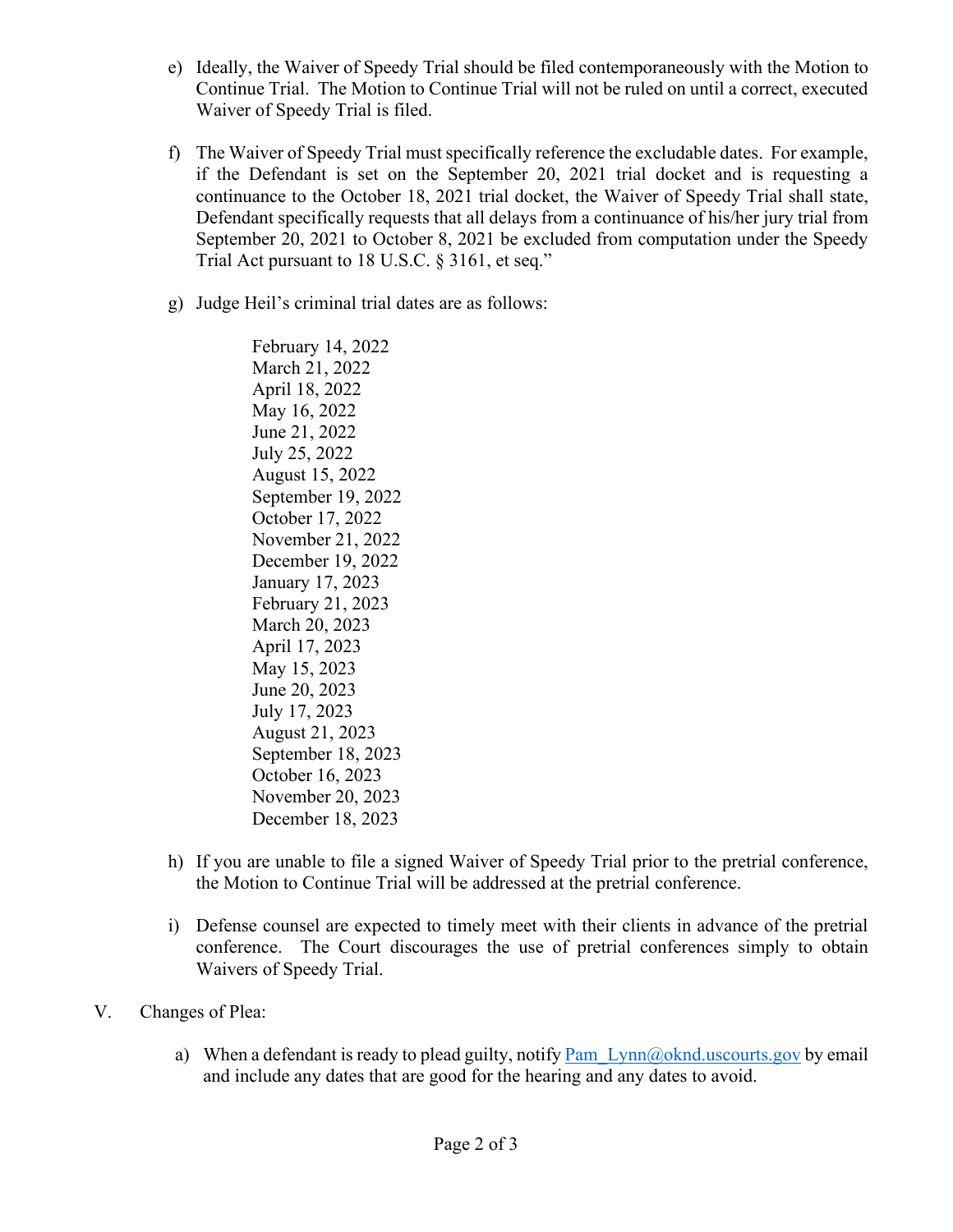e) Ideally, the Waiver of Speedy Trial should be filed contemporaneously with the Motion to Continue Trial. The Motion to Continue Trial will not be ruled on until a correct, executed Waiver of Speedy Trial is filed.

f) The Waiver of Speedy Trial must specifically reference the excludable dates. For example, if the Defendant is set on the September 20, 2021 trial docket and is requesting a continuance to the October 18, 2021 trial docket, the Waiver of Speedy Trial shall state, Defendant specifically requests that all delays from a continuance of his/her jury trial from September 20, 2021 to October 8, 2021 be excluded from computation under the Speedy Trial Act pursuant to 18 U.S.C. § 3161, et seq."

g) Judge Heil's criminal trial dates are as follows:

    February 14, 2022
    March 21, 2022
    April 18, 2022
    May 16, 2022
    June 21, 2022
    July 25, 2022
    August 15, 2022
    September 19, 2022
    October 17, 2022
    November 21, 2022
    December 19, 2022
    January 17, 2023
    February 21, 2023
    March 20, 2023
    April 17, 2023
    May 15, 2023
    June 20, 2023
    July 17, 2023
    August 21, 2023
    September 18, 2023
    October 16, 2023
    November 20, 2023
    December 18, 2023

h) If you are unable to file a signed Waiver of Speedy Trial prior to the pretrial conference, the Motion to Continue Trial will be addressed at the pretrial conference.

i) Defense counsel are expected to timely meet with their clients in advance of the pretrial conference. The Court discourages the use of pretrial conferences simply to obtain Waivers of Speedy Trial.

V. Changes of Plea:

a) When a defendant is ready to plead guilty, notify Pam_Lynn@oknd.uscourts.gov by email and include any dates that are good for the hearing and any dates to avoid.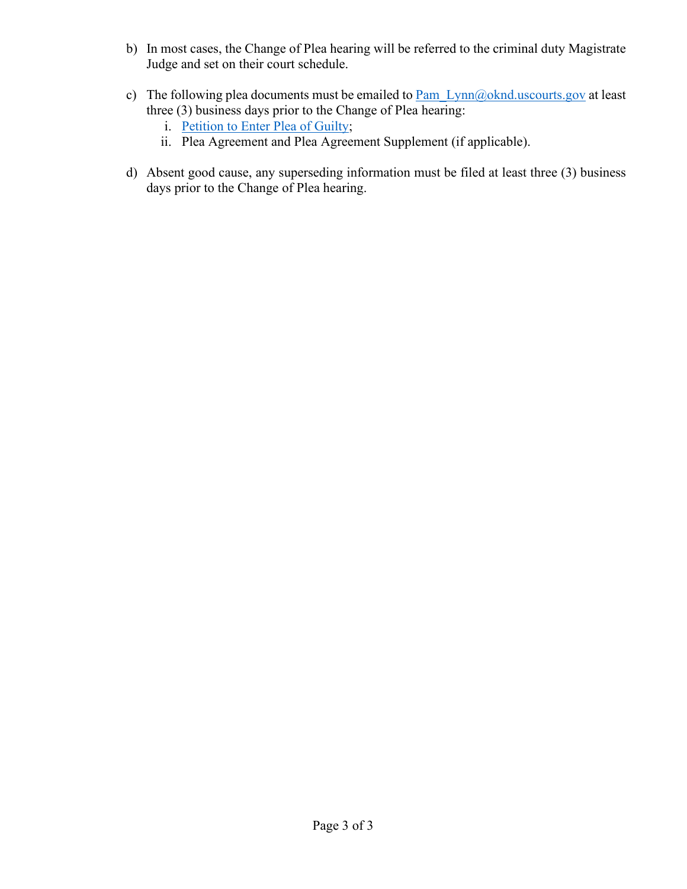b) In most cases, the Change of Plea hearing will be referred to the criminal duty Magistrate Judge and set on their court schedule.

c) The following plea documents must be emailed to [Pam_Lynn@oknd.uscourts.gov](mailto:Pam_Lynn@oknd.uscourts.gov) at least three (3) business days prior to the Change of Plea hearing:
   i. Petition to Enter Plea of Guilty;
   ii. Plea Agreement and Plea Agreement Supplement (if applicable).

d) Absent good cause, any superseding information must be filed at least three (3) business days prior to the Change of Plea hearing.